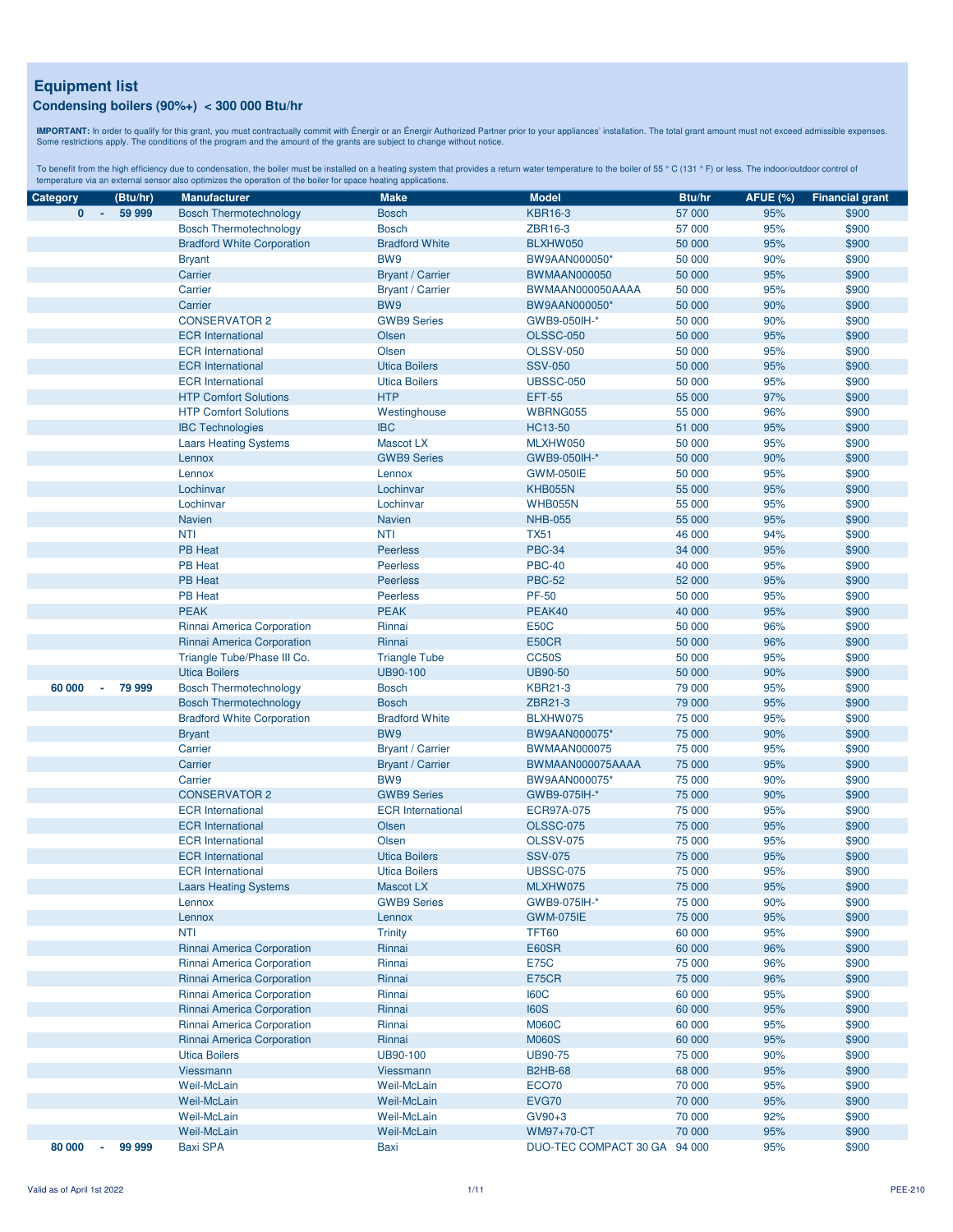# Equipment list

## Condensing boilers (90%+) < 300 000 Btu/hr

**IMPORTANT:** In order to qualify for this grant, you must contractually commit with Énergir or an Énergir Authorized Partner prior to your appliances' installation. The total grant amount must not exceed admissible expenses. Some restrictions apply. The conditions of the program and the amount of the grants are subject to change without notice.

To benefit from the high efficiency due to condensation, the boiler must be installed on a heating system that provides a return water temperature to the boiler of 55 ° C (131 ° F) or less. The indoor/outdoor control of temperature via an external sensor also optimizes the operation of the boiler for space heating applications.

| Category (Btu/hr) | Manufacturer | Make | Model | Btu/hr | AFUE (%) | Financial grant |
|---|---|---|---|---|---|---|
| 0 - 59 999 | Bosch Thermotechnology | Bosch | KBR16-3 | 57 000 | 95% | $900 |
| | Bosch Thermotechnology | Bosch | ZBR16-3 | 57 000 | 95% | $900 |
| | Bradford White Corporation | Bradford White | BLXHW050 | 50 000 | 95% | $900 |
| | Bryant | BW9 | BW9AAN000050* | 50 000 | 90% | $900 |
| | Carrier | Bryant / Carrier | BWMAAN000050 | 50 000 | 95% | $900 |
| | Carrier | Bryant / Carrier | BWMAAN000050AAAA | 50 000 | 95% | $900 |
| | Carrier | BW9 | BW9AAN000050* | 50 000 | 90% | $900 |
| | CONSERVATOR 2 | GWB9 Series | GWB9-050IH-* | 50 000 | 90% | $900 |
| | ECR International | Olsen | OLSSC-050 | 50 000 | 95% | $900 |
| | ECR International | Olsen | OLSSV-050 | 50 000 | 95% | $900 |
| | ECR International | Utica Boilers | SSV-050 | 50 000 | 95% | $900 |
| | ECR International | Utica Boilers | UBSSC-050 | 50 000 | 95% | $900 |
| | HTP Comfort Solutions | HTP | EFT-55 | 55 000 | 97% | $900 |
| | HTP Comfort Solutions | Westinghouse | WBRNG055 | 55 000 | 96% | $900 |
| | IBC Technologies | IBC | HC13-50 | 51 000 | 95% | $900 |
| | Laars Heating Systems | Mascot LX | MLXHW050 | 50 000 | 95% | $900 |
| | Lennox | GWB9 Series | GWB9-050IH-* | 50 000 | 90% | $900 |
| | Lennox | Lennox | GWM-050IE | 50 000 | 95% | $900 |
| | Lochinvar | Lochinvar | KHB055N | 55 000 | 95% | $900 |
| | Lochinvar | Lochinvar | WHB055N | 55 000 | 95% | $900 |
| | Navien | Navien | NHB-055 | 55 000 | 95% | $900 |
| | NTI | NTI | TX51 | 46 000 | 94% | $900 |
| | PB Heat | Peerless | PBC-34 | 34 000 | 95% | $900 |
| | PB Heat | Peerless | PBC-40 | 40 000 | 95% | $900 |
| | PB Heat | Peerless | PBC-52 | 52 000 | 95% | $900 |
| | PB Heat | Peerless | PF-50 | 50 000 | 95% | $900 |
| | PEAK | PEAK | PEAK40 | 40 000 | 95% | $900 |
| | Rinnai America Corporation | Rinnai | E50C | 50 000 | 96% | $900 |
| | Rinnai America Corporation | Rinnai | E50CR | 50 000 | 96% | $900 |
| | Triangle Tube/Phase III Co. | Triangle Tube | CC50S | 50 000 | 95% | $900 |
| | Utica Boilers | UB90-100 | UB90-50 | 50 000 | 90% | $900 |
| 60 000 - 79 999 | Bosch Thermotechnology | Bosch | KBR21-3 | 79 000 | 95% | $900 |
| | Bosch Thermotechnology | Bosch | ZBR21-3 | 79 000 | 95% | $900 |
| | Bradford White Corporation | Bradford White | BLXHW075 | 75 000 | 95% | $900 |
| | Bryant | BW9 | BW9AAN000075* | 75 000 | 90% | $900 |
| | Carrier | Bryant / Carrier | BWMAAN000075 | 75 000 | 95% | $900 |
| | Carrier | Bryant / Carrier | BWMAAN000075AAAA | 75 000 | 95% | $900 |
| | Carrier | BW9 | BW9AAN000075* | 75 000 | 90% | $900 |
| | CONSERVATOR 2 | GWB9 Series | GWB9-075IH-* | 75 000 | 90% | $900 |
| | ECR International | ECR International | ECR97A-075 | 75 000 | 95% | $900 |
| | ECR International | Olsen | OLSSC-075 | 75 000 | 95% | $900 |
| | ECR International | Olsen | OLSSV-075 | 75 000 | 95% | $900 |
| | ECR International | Utica Boilers | SSV-075 | 75 000 | 95% | $900 |
| | ECR International | Utica Boilers | UBSSC-075 | 75 000 | 95% | $900 |
| | Laars Heating Systems | Mascot LX | MLXHW075 | 75 000 | 95% | $900 |
| | Lennox | GWB9 Series | GWB9-075IH-* | 75 000 | 90% | $900 |
| | Lennox | Lennox | GWM-075IE | 75 000 | 95% | $900 |
| | NTI | Trinity | TFT60 | 60 000 | 95% | $900 |
| | Rinnai America Corporation | Rinnai | E60SR | 60 000 | 96% | $900 |
| | Rinnai America Corporation | Rinnai | E75C | 75 000 | 96% | $900 |
| | Rinnai America Corporation | Rinnai | E75CR | 75 000 | 96% | $900 |
| | Rinnai America Corporation | Rinnai | I60C | 60 000 | 95% | $900 |
| | Rinnai America Corporation | Rinnai | I60S | 60 000 | 95% | $900 |
| | Rinnai America Corporation | Rinnai | M060C | 60 000 | 95% | $900 |
| | Rinnai America Corporation | Rinnai | M060S | 60 000 | 95% | $900 |
| | Utica Boilers | UB90-100 | UB90-75 | 75 000 | 90% | $900 |
| | Viessmann | Viessmann | B2HB-68 | 68 000 | 95% | $900 |
| | Weil-McLain | Weil-McLain | ECO70 | 70 000 | 95% | $900 |
| | Weil-McLain | Weil-McLain | EVG70 | 70 000 | 95% | $900 |
| | Weil-McLain | Weil-McLain | GV90+3 | 70 000 | 92% | $900 |
| | Weil-McLain | Weil-McLain | WM97+70-CT | 70 000 | 95% | $900 |
| 80 000 - 99 999 | Baxi SPA | Baxi | DUO-TEC COMPACT 30 GA | 94 000 | 95% | $900 |

Valid as of April 1st 2022

PEE-210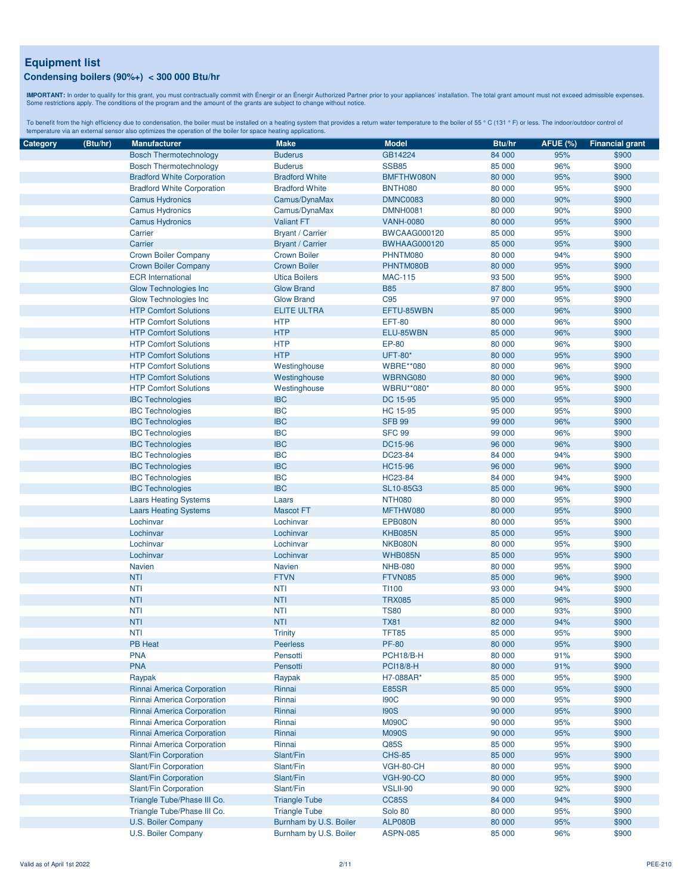## Equipment list

### Condensing boilers (90%+) < 300 000 Btu/hr

**IMPORTANT:** In order to qualify for this grant, you must contractually commit with Énergir or an Énergir Authorized Partner prior to your appliances' installation. The total grant amount must not exceed admissible expenses. Some restrictions apply. The conditions of the program and the amount of the grants are subject to change without notice.

To benefit from the high efficiency due to condensation, the boiler must be installed on a heating system that provides a return water temperature to the boiler of 55 ° C (131 ° F) or less. The indoor/outdoor control of temperature via an external sensor also optimizes the operation of the boiler for space heating applications.

| Category | (Btu/hr) | Manufacturer | Make | Model | Btu/hr | AFUE (%) | Financial grant |
|---|---|---|---|---|---|---|---|
| | | Bosch Thermotechnology | Buderus | GB14224 | 84 000 | 95% | $900 |
| | | Bosch Thermotechnology | Buderus | SSB85 | 85 000 | 96% | $900 |
| | | Bradford White Corporation | Bradford White | BMFTHW080N | 80 000 | 95% | $900 |
| | | Bradford White Corporation | Bradford White | BNTH080 | 80 000 | 95% | $900 |
| | | Camus Hydronics | Camus/DynaMax | DMNC0083 | 80 000 | 90% | $900 |
| | | Camus Hydronics | Camus/DynaMax | DMNH0081 | 80 000 | 90% | $900 |
| | | Camus Hydronics | Valiant FT | VANH-0080 | 80 000 | 95% | $900 |
| | | Carrier | Bryant / Carrier | BWCAAG000120 | 85 000 | 95% | $900 |
| | | Carrier | Bryant / Carrier | BWHAAG000120 | 85 000 | 95% | $900 |
| | | Crown Boiler Company | Crown Boiler | PHNTM080 | 80 000 | 94% | $900 |
| | | Crown Boiler Company | Crown Boiler | PHNTM080B | 80 000 | 95% | $900 |
| | | ECR International | Utica Boilers | MAC-115 | 93 500 | 95% | $900 |
| | | Glow Technologies Inc | Glow Brand | B85 | 87 800 | 95% | $900 |
| | | Glow Technologies Inc | Glow Brand | C95 | 97 000 | 95% | $900 |
| | | HTP Comfort Solutions | ELITE ULTRA | EFTU-85WBN | 85 000 | 96% | $900 |
| | | HTP Comfort Solutions | HTP | EFT-80 | 80 000 | 96% | $900 |
| | | HTP Comfort Solutions | HTP | ELU-85WBN | 85 000 | 96% | $900 |
| | | HTP Comfort Solutions | HTP | EP-80 | 80 000 | 96% | $900 |
| | | HTP Comfort Solutions | HTP | UFT-80* | 80 000 | 95% | $900 |
| | | HTP Comfort Solutions | Westinghouse | WBRE**080 | 80 000 | 96% | $900 |
| | | HTP Comfort Solutions | Westinghouse | WBRNG080 | 80 000 | 96% | $900 |
| | | HTP Comfort Solutions | Westinghouse | WBRU**080* | 80 000 | 95% | $900 |
| | | IBC Technologies | IBC | DC 15-95 | 95 000 | 95% | $900 |
| | | IBC Technologies | IBC | HC 15-95 | 95 000 | 95% | $900 |
| | | IBC Technologies | IBC | SFB 99 | 99 000 | 96% | $900 |
| | | IBC Technologies | IBC | SFC 99 | 99 000 | 96% | $900 |
| | | IBC Technologies | IBC | DC15-96 | 96 000 | 96% | $900 |
| | | IBC Technologies | IBC | DC23-84 | 84 000 | 94% | $900 |
| | | IBC Technologies | IBC | HC15-96 | 96 000 | 96% | $900 |
| | | IBC Technologies | IBC | HC23-84 | 84 000 | 94% | $900 |
| | | IBC Technologies | IBC | SL10-85G3 | 85 000 | 96% | $900 |
| | | Laars Heating Systems | Laars | NTH080 | 80 000 | 95% | $900 |
| | | Laars Heating Systems | Mascot FT | MFTHW080 | 80 000 | 95% | $900 |
| | | Lochinvar | Lochinvar | EPB080N | 80 000 | 95% | $900 |
| | | Lochinvar | Lochinvar | KHB085N | 85 000 | 95% | $900 |
| | | Lochinvar | Lochinvar | NKB080N | 80 000 | 95% | $900 |
| | | Lochinvar | Lochinvar | WHB085N | 85 000 | 95% | $900 |
| | | Navien | Navien | NHB-080 | 80 000 | 95% | $900 |
| | | NTI | FTVN | FTVN085 | 85 000 | 96% | $900 |
| | | NTI | NTI | TI100 | 93 000 | 94% | $900 |
| | | NTI | NTI | TRX085 | 85 000 | 96% | $900 |
| | | NTI | NTI | TS80 | 80 000 | 93% | $900 |
| | | NTI | NTI | TX81 | 82 000 | 94% | $900 |
| | | NTI | Trinity | TFT85 | 85 000 | 95% | $900 |
| | | PB Heat | Peerless | PF-80 | 80 000 | 95% | $900 |
| | | PNA | Pensotti | PCH18/B-H | 80 000 | 91% | $900 |
| | | PNA | Pensotti | PCI18/8-H | 80 000 | 91% | $900 |
| | | Raypak | Raypak | H7-088AR* | 85 000 | 95% | $900 |
| | | Rinnai America Corporation | Rinnai | E85SR | 85 000 | 95% | $900 |
| | | Rinnai America Corporation | Rinnai | I90C | 90 000 | 95% | $900 |
| | | Rinnai America Corporation | Rinnai | I90S | 90 000 | 95% | $900 |
| | | Rinnai America Corporation | Rinnai | M090C | 90 000 | 95% | $900 |
| | | Rinnai America Corporation | Rinnai | M090S | 90 000 | 95% | $900 |
| | | Rinnai America Corporation | Rinnai | Q85S | 85 000 | 95% | $900 |
| | | Slant/Fin Corporation | Slant/Fin | CHS-85 | 85 000 | 95% | $900 |
| | | Slant/Fin Corporation | Slant/Fin | VGH-80-CH | 80 000 | 95% | $900 |
| | | Slant/Fin Corporation | Slant/Fin | VGH-90-CO | 80 000 | 95% | $900 |
| | | Slant/Fin Corporation | Slant/Fin | VSLII-90 | 90 000 | 92% | $900 |
| | | Triangle Tube/Phase III Co. | Triangle Tube | CC85S | 84 000 | 94% | $900 |
| | | Triangle Tube/Phase III Co. | Triangle Tube | Solo 80 | 80 000 | 95% | $900 |
| | | U.S. Boiler Company | Burnham by U.S. Boiler | ALP080B | 80 000 | 95% | $900 |
| | | U.S. Boiler Company | Burnham by U.S. Boiler | ASPN-085 | 85 000 | 96% | $900 |

Valid as of April 1st 2022

PEE-210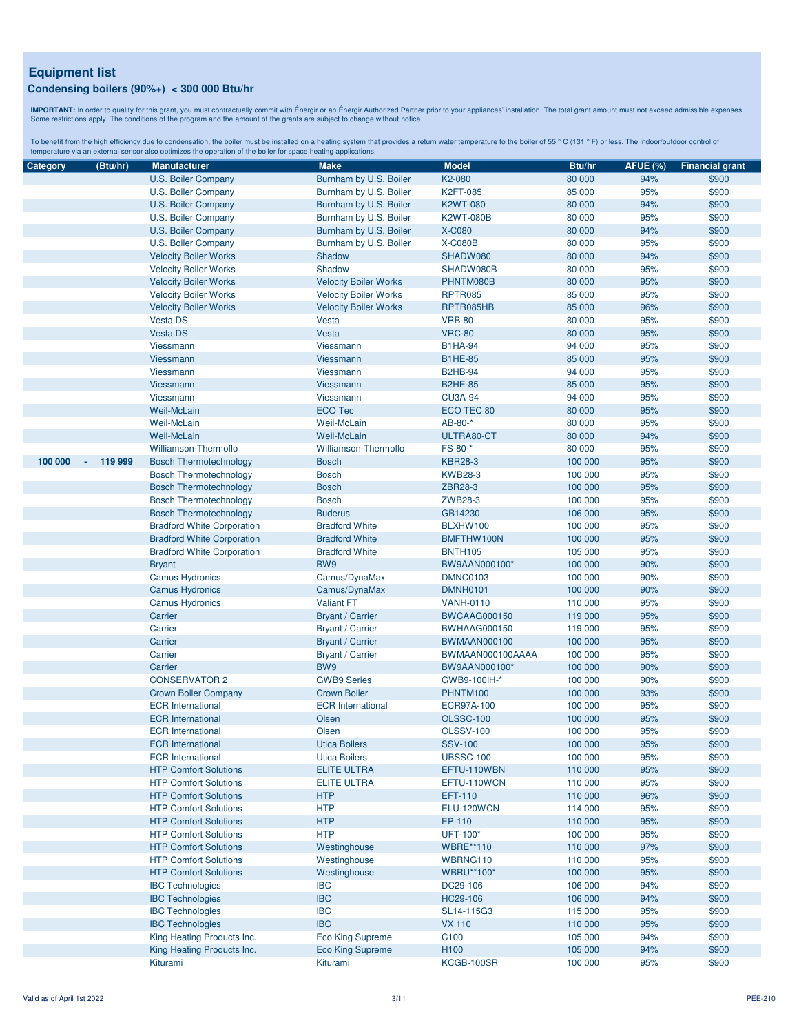## Equipment list

### Condensing boilers (90%+) < 300 000 Btu/hr

**IMPORTANT:** In order to qualify for this grant, you must contractually commit with Énergir or an Énergir Authorized Partner prior to your appliances' installation. The total grant amount must not exceed admissible expenses. Some restrictions apply. The conditions of the program and the amount of the grants are subject to change without notice.

To benefit from the high efficiency due to condensation, the boiler must be installed on a heating system that provides a return water temperature to the boiler of 55 ° C (131 ° F) or less. The indoor/outdoor control of temperature via an external sensor also optimizes the operation of the boiler for space heating applications.

| Category (Btu/hr) | Manufacturer | Make | Model | Btu/hr | AFUE (%) | Financial grant |
|---|---|---|---|---|---|---|
| | U.S. Boiler Company | Burnham by U.S. Boiler | K2-080 | 80 000 | 94% | $900 |
| | U.S. Boiler Company | Burnham by U.S. Boiler | K2FT-085 | 85 000 | 95% | $900 |
| | U.S. Boiler Company | Burnham by U.S. Boiler | K2WT-080 | 80 000 | 94% | $900 |
| | U.S. Boiler Company | Burnham by U.S. Boiler | K2WT-080B | 80 000 | 95% | $900 |
| | U.S. Boiler Company | Burnham by U.S. Boiler | X-C080 | 80 000 | 94% | $900 |
| | U.S. Boiler Company | Burnham by U.S. Boiler | X-C080B | 80 000 | 95% | $900 |
| | Velocity Boiler Works | Shadow | SHADW080 | 80 000 | 94% | $900 |
| | Velocity Boiler Works | Shadow | SHADW080B | 80 000 | 95% | $900 |
| | Velocity Boiler Works | Velocity Boiler Works | PHNTM080B | 80 000 | 95% | $900 |
| | Velocity Boiler Works | Velocity Boiler Works | RPTR085 | 85 000 | 95% | $900 |
| | Velocity Boiler Works | Velocity Boiler Works | RPTR085HB | 85 000 | 96% | $900 |
| | Vesta.DS | Vesta | VRB-80 | 80 000 | 95% | $900 |
| | Vesta.DS | Vesta | VRC-80 | 80 000 | 95% | $900 |
| | Viessmann | Viessmann | B1HA-94 | 94 000 | 95% | $900 |
| | Viessmann | Viessmann | B1HE-85 | 85 000 | 95% | $900 |
| | Viessmann | Viessmann | B2HB-94 | 94 000 | 95% | $900 |
| | Viessmann | Viessmann | B2HE-85 | 85 000 | 95% | $900 |
| | Viessmann | Viessmann | CU3A-94 | 94 000 | 95% | $900 |
| | Weil-McLain | ECO Tec | ECO TEC 80 | 80 000 | 95% | $900 |
| | Weil-McLain | Weil-McLain | AB-80-* | 80 000 | 95% | $900 |
| | Weil-McLain | Weil-McLain | ULTRA80-CT | 80 000 | 94% | $900 |
| | Williamson-Thermoflo | Williamson-Thermoflo | FS-80-* | 80 000 | 95% | $900 |
| **100 000 - 119 999** | Bosch Thermotechnology | Bosch | KBR28-3 | 100 000 | 95% | $900 |
| | Bosch Thermotechnology | Bosch | KWB28-3 | 100 000 | 95% | $900 |
| | Bosch Thermotechnology | Bosch | ZBR28-3 | 100 000 | 95% | $900 |
| | Bosch Thermotechnology | Bosch | ZWB28-3 | 100 000 | 95% | $900 |
| | Bosch Thermotechnology | Buderus | GB14230 | 106 000 | 95% | $900 |
| | Bradford White Corporation | Bradford White | BLXHW100 | 100 000 | 95% | $900 |
| | Bradford White Corporation | Bradford White | BMFTHW100N | 100 000 | 95% | $900 |
| | Bradford White Corporation | Bradford White | BNTH105 | 105 000 | 95% | $900 |
| | Bryant | BW9 | BW9AAN000100* | 100 000 | 90% | $900 |
| | Camus Hydronics | Camus/DynaMax | DMNC0103 | 100 000 | 90% | $900 |
| | Camus Hydronics | Camus/DynaMax | DMNH0101 | 100 000 | 90% | $900 |
| | Camus Hydronics | Valiant FT | VANH-0110 | 110 000 | 95% | $900 |
| | Carrier | Bryant / Carrier | BWCAAG000150 | 119 000 | 95% | $900 |
| | Carrier | Bryant / Carrier | BWHAAG000150 | 119 000 | 95% | $900 |
| | Carrier | Bryant / Carrier | BWMAAN000100 | 100 000 | 95% | $900 |
| | Carrier | Bryant / Carrier | BWMAAN000100AAAA | 100 000 | 95% | $900 |
| | Carrier | BW9 | BW9AAN000100* | 100 000 | 90% | $900 |
| | CONSERVATOR 2 | GWB9 Series | GWB9-100IH-* | 100 000 | 90% | $900 |
| | Crown Boiler Company | Crown Boiler | PHNTM100 | 100 000 | 93% | $900 |
| | ECR International | ECR International | ECR97A-100 | 100 000 | 95% | $900 |
| | ECR International | Olsen | OLSSC-100 | 100 000 | 95% | $900 |
| | ECR International | Olsen | OLSSV-100 | 100 000 | 95% | $900 |
| | ECR International | Utica Boilers | SSV-100 | 100 000 | 95% | $900 |
| | ECR International | Utica Boilers | UBSSC-100 | 100 000 | 95% | $900 |
| | HTP Comfort Solutions | ELITE ULTRA | EFTU-110WBN | 110 000 | 95% | $900 |
| | HTP Comfort Solutions | ELITE ULTRA | EFTU-110WCN | 110 000 | 95% | $900 |
| | HTP Comfort Solutions | HTP | EFT-110 | 110 000 | 96% | $900 |
| | HTP Comfort Solutions | HTP | ELU-120WCN | 114 000 | 95% | $900 |
| | HTP Comfort Solutions | HTP | EP-110 | 110 000 | 95% | $900 |
| | HTP Comfort Solutions | HTP | UFT-100* | 100 000 | 95% | $900 |
| | HTP Comfort Solutions | Westinghouse | WBRE**110 | 110 000 | 97% | $900 |
| | HTP Comfort Solutions | Westinghouse | WBRNG110 | 110 000 | 95% | $900 |
| | HTP Comfort Solutions | Westinghouse | WBRU**100* | 100 000 | 95% | $900 |
| | IBC Technologies | IBC | DC29-106 | 106 000 | 94% | $900 |
| | IBC Technologies | IBC | HC29-106 | 106 000 | 94% | $900 |
| | IBC Technologies | IBC | SL14-115G3 | 115 000 | 95% | $900 |
| | IBC Technologies | IBC | VX 110 | 110 000 | 95% | $900 |
| | King Heating Products Inc. | Eco King Supreme | C100 | 105 000 | 94% | $900 |
| | King Heating Products Inc. | Eco King Supreme | H100 | 105 000 | 94% | $900 |
| | Kiturami | Kiturami | KCGB-100SR | 100 000 | 95% | $900 |

Valid as of April 1st 2022

PEE-210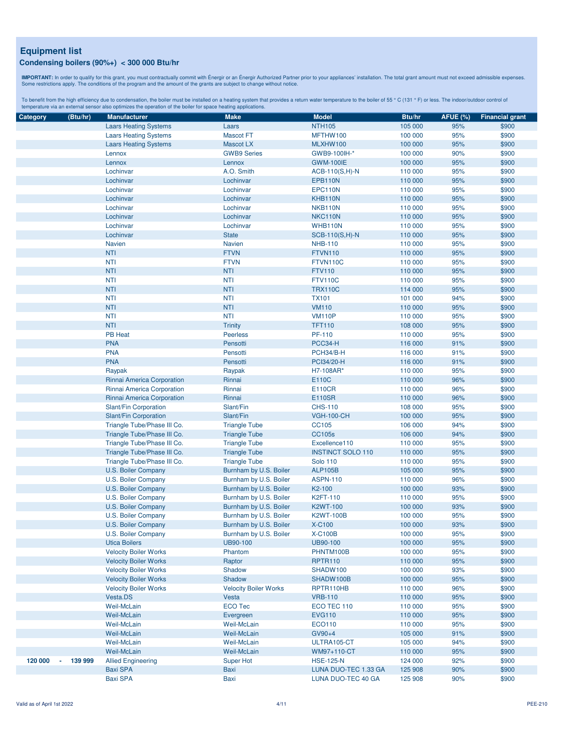## Equipment list

### Condensing boilers (90%+) < 300 000 Btu/hr

**IMPORTANT:** In order to qualify for this grant, you must contractually commit with Énergir or an Énergir Authorized Partner prior to your appliances' installation. The total grant amount must not exceed admissible expenses. Some restrictions apply. The conditions of the program and the amount of the grants are subject to change without notice.

To benefit from the high efficiency due to condensation, the boiler must be installed on a heating system that provides a return water temperature to the boiler of 55 ° C (131 ° F) or less. The indoor/outdoor control of temperature via an external sensor also optimizes the operation of the boiler for space heating applications.

| Category (Btu/hr) | Manufacturer | Make | Model | Btu/hr | AFUE (%) | Financial grant |
|---|---|---|---|---|---|---|
| | Laars Heating Systems | Laars | NTH105 | 105 000 | 95% | $900 |
| | Laars Heating Systems | Mascot FT | MFTHW100 | 100 000 | 95% | $900 |
| | Laars Heating Systems | Mascot LX | MLXHW100 | 100 000 | 95% | $900 |
| | Lennox | GWB9 Series | GWB9-100IH-* | 100 000 | 90% | $900 |
| | Lennox | Lennox | GWM-100IE | 100 000 | 95% | $900 |
| | Lochinvar | A.O. Smith | ACB-110(S,H)-N | 110 000 | 95% | $900 |
| | Lochinvar | Lochinvar | EPB110N | 110 000 | 95% | $900 |
| | Lochinvar | Lochinvar | EPC110N | 110 000 | 95% | $900 |
| | Lochinvar | Lochinvar | KHB110N | 110 000 | 95% | $900 |
| | Lochinvar | Lochinvar | NKB110N | 110 000 | 95% | $900 |
| | Lochinvar | Lochinvar | NKC110N | 110 000 | 95% | $900 |
| | Lochinvar | Lochinvar | WHB110N | 110 000 | 95% | $900 |
| | Lochinvar | State | SCB-110(S,H)-N | 110 000 | 95% | $900 |
| | Navien | Navien | NHB-110 | 110 000 | 95% | $900 |
| | NTI | FTVN | FTVN110 | 110 000 | 95% | $900 |
| | NTI | FTVN | FTVN110C | 110 000 | 95% | $900 |
| | NTI | NTI | FTV110 | 110 000 | 95% | $900 |
| | NTI | NTI | FTV110C | 110 000 | 95% | $900 |
| | NTI | NTI | TRX110C | 114 000 | 95% | $900 |
| | NTI | NTI | TX101 | 101 000 | 94% | $900 |
| | NTI | NTI | VM110 | 110 000 | 95% | $900 |
| | NTI | NTI | VM110P | 110 000 | 95% | $900 |
| | NTI | Trinity | TFT110 | 108 000 | 95% | $900 |
| | PB Heat | Peerless | PF-110 | 110 000 | 95% | $900 |
| | PNA | Pensotti | PCC34-H | 116 000 | 91% | $900 |
| | PNA | Pensotti | PCH34/B-H | 116 000 | 91% | $900 |
| | PNA | Pensotti | PCI34/20-H | 116 000 | 91% | $900 |
| | Raypak | Raypak | H7-108AR* | 110 000 | 95% | $900 |
| | Rinnai America Corporation | Rinnai | E110C | 110 000 | 96% | $900 |
| | Rinnai America Corporation | Rinnai | E110CR | 110 000 | 96% | $900 |
| | Rinnai America Corporation | Rinnai | E110SR | 110 000 | 96% | $900 |
| | Slant/Fin Corporation | Slant/Fin | CHS-110 | 108 000 | 95% | $900 |
| | Slant/Fin Corporation | Slant/Fin | VGH-100-CH | 100 000 | 95% | $900 |
| | Triangle Tube/Phase III Co. | Triangle Tube | CC105 | 106 000 | 94% | $900 |
| | Triangle Tube/Phase III Co. | Triangle Tube | CC105s | 106 000 | 94% | $900 |
| | Triangle Tube/Phase III Co. | Triangle Tube | Excellence110 | 110 000 | 95% | $900 |
| | Triangle Tube/Phase III Co. | Triangle Tube | INSTINCT SOLO 110 | 110 000 | 95% | $900 |
| | Triangle Tube/Phase III Co. | Triangle Tube | Solo 110 | 110 000 | 95% | $900 |
| | U.S. Boiler Company | Burnham by U.S. Boiler | ALP105B | 105 000 | 95% | $900 |
| | U.S. Boiler Company | Burnham by U.S. Boiler | ASPN-110 | 110 000 | 96% | $900 |
| | U.S. Boiler Company | Burnham by U.S. Boiler | K2-100 | 100 000 | 93% | $900 |
| | U.S. Boiler Company | Burnham by U.S. Boiler | K2FT-110 | 110 000 | 95% | $900 |
| | U.S. Boiler Company | Burnham by U.S. Boiler | K2WT-100 | 100 000 | 93% | $900 |
| | U.S. Boiler Company | Burnham by U.S. Boiler | K2WT-100B | 100 000 | 95% | $900 |
| | U.S. Boiler Company | Burnham by U.S. Boiler | X-C100 | 100 000 | 93% | $900 |
| | U.S. Boiler Company | Burnham by U.S. Boiler | X-C100B | 100 000 | 95% | $900 |
| | Utica Boilers | UB90-100 | UB90-100 | 100 000 | 95% | $900 |
| | Velocity Boiler Works | Phantom | PHNTM100B | 100 000 | 95% | $900 |
| | Velocity Boiler Works | Raptor | RPTR110 | 110 000 | 95% | $900 |
| | Velocity Boiler Works | Shadow | SHADW100 | 100 000 | 93% | $900 |
| | Velocity Boiler Works | Shadow | SHADW100B | 100 000 | 95% | $900 |
| | Velocity Boiler Works | Velocity Boiler Works | RPTR110HB | 110 000 | 96% | $900 |
| | Vesta.DS | Vesta | VRB-110 | 110 000 | 95% | $900 |
| | Weil-McLain | ECO Tec | ECO TEC 110 | 110 000 | 95% | $900 |
| | Weil-McLain | Evergreen | EVG110 | 110 000 | 95% | $900 |
| | Weil-McLain | Weil-McLain | ECO110 | 110 000 | 95% | $900 |
| | Weil-McLain | Weil-McLain | GV90+4 | 105 000 | 91% | $900 |
| | Weil-McLain | Weil-McLain | ULTRA105-CT | 105 000 | 94% | $900 |
| | Weil-McLain | Weil-McLain | WM97+110-CT | 110 000 | 95% | $900 |
| 120 000 - 139 999 | Allied Engineering | Super Hot | HSE-125-N | 124 000 | 92% | $900 |
| | Baxi SPA | Baxi | LUNA DUO-TEC 1.33 GA | 125 908 | 90% | $900 |
| | Baxi SPA | Baxi | LUNA DUO-TEC 40 GA | 125 908 | 90% | $900 |

Valid as of April 1st 2022

PEE-210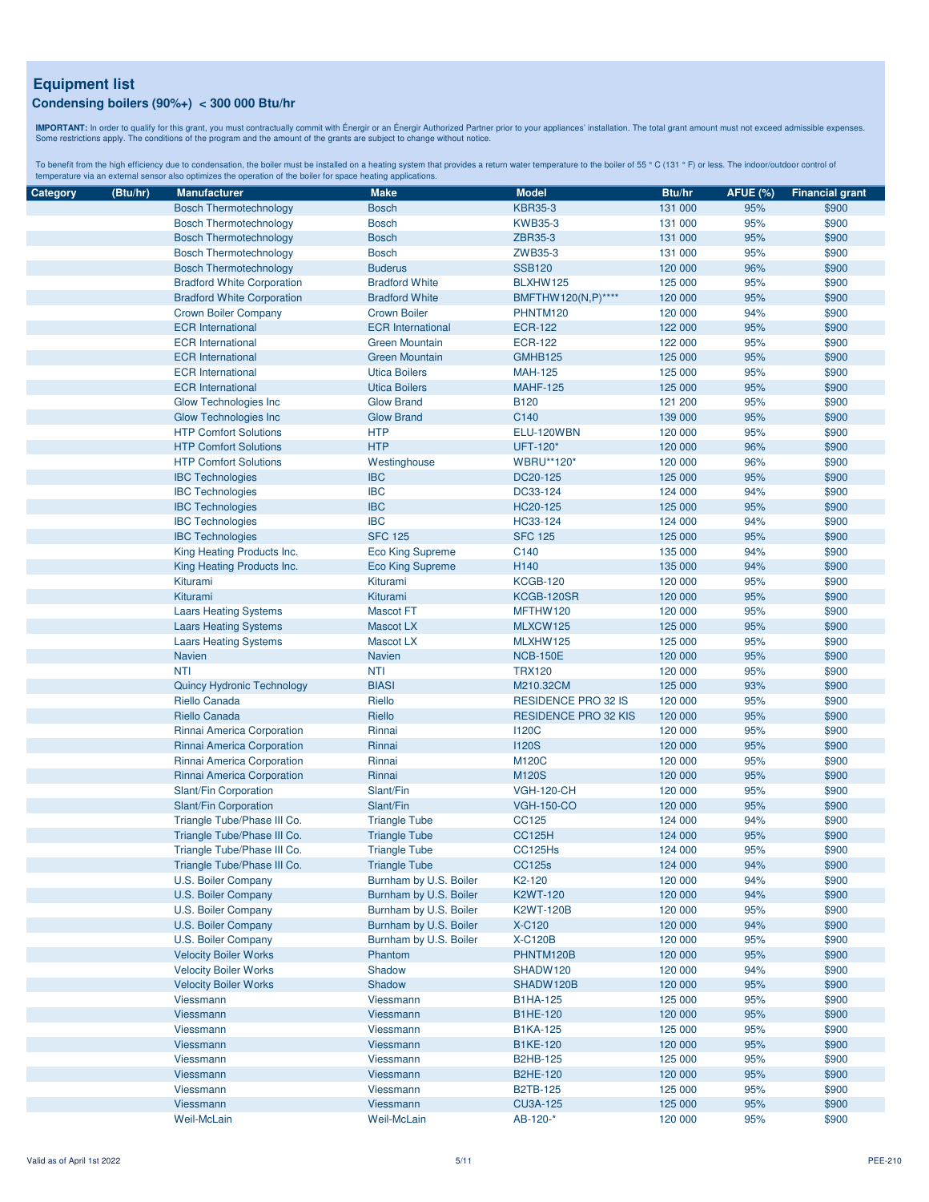## Equipment list

### Condensing boilers (90%+) < 300 000 Btu/hr

**IMPORTANT:** In order to qualify for this grant, you must contractually commit with Énergir or an Énergir Authorized Partner prior to your appliances' installation. The total grant amount must not exceed admissible expenses. Some restrictions apply. The conditions of the program and the amount of the grants are subject to change without notice.

To benefit from the high efficiency due to condensation, the boiler must be installed on a heating system that provides a return water temperature to the boiler of 55 ° C (131 ° F) or less. The indoor/outdoor control of temperature via an external sensor also optimizes the operation of the boiler for space heating applications.

| Category | (Btu/hr) | Manufacturer | Make | Model | Btu/hr | AFUE (%) | Financial grant |
|---|---|---|---|---|---|---|---|
| | | Bosch Thermotechnology | Bosch | KBR35-3 | 131 000 | 95% | $900 |
| | | Bosch Thermotechnology | Bosch | KWB35-3 | 131 000 | 95% | $900 |
| | | Bosch Thermotechnology | Bosch | ZBR35-3 | 131 000 | 95% | $900 |
| | | Bosch Thermotechnology | Bosch | ZWB35-3 | 131 000 | 95% | $900 |
| | | Bosch Thermotechnology | Buderus | SSB120 | 120 000 | 96% | $900 |
| | | Bradford White Corporation | Bradford White | BLXHW125 | 125 000 | 95% | $900 |
| | | Bradford White Corporation | Bradford White | BMFTHW120(N,P)**** | 120 000 | 95% | $900 |
| | | Crown Boiler Company | Crown Boiler | PHNTM120 | 120 000 | 94% | $900 |
| | | ECR International | ECR International | ECR-122 | 122 000 | 95% | $900 |
| | | ECR International | Green Mountain | ECR-122 | 122 000 | 95% | $900 |
| | | ECR International | Green Mountain | GMHB125 | 125 000 | 95% | $900 |
| | | ECR International | Utica Boilers | MAH-125 | 125 000 | 95% | $900 |
| | | ECR International | Utica Boilers | MAHF-125 | 125 000 | 95% | $900 |
| | | Glow Technologies Inc | Glow Brand | B120 | 121 200 | 95% | $900 |
| | | Glow Technologies Inc | Glow Brand | C140 | 139 000 | 95% | $900 |
| | | HTP Comfort Solutions | HTP | ELU-120WBN | 120 000 | 95% | $900 |
| | | HTP Comfort Solutions | HTP | UFT-120* | 120 000 | 96% | $900 |
| | | HTP Comfort Solutions | Westinghouse | WBRU**120* | 120 000 | 96% | $900 |
| | | IBC Technologies | IBC | DC20-125 | 125 000 | 95% | $900 |
| | | IBC Technologies | IBC | DC33-124 | 124 000 | 94% | $900 |
| | | IBC Technologies | IBC | HC20-125 | 125 000 | 95% | $900 |
| | | IBC Technologies | IBC | HC33-124 | 124 000 | 94% | $900 |
| | | IBC Technologies | SFC 125 | SFC 125 | 125 000 | 95% | $900 |
| | | King Heating Products Inc. | Eco King Supreme | C140 | 135 000 | 94% | $900 |
| | | King Heating Products Inc. | Eco King Supreme | H140 | 135 000 | 94% | $900 |
| | | Kiturami | Kiturami | KCGB-120 | 120 000 | 95% | $900 |
| | | Kiturami | Kiturami | KCGB-120SR | 120 000 | 95% | $900 |
| | | Laars Heating Systems | Mascot FT | MFTHW120 | 120 000 | 95% | $900 |
| | | Laars Heating Systems | Mascot LX | MLXCW125 | 125 000 | 95% | $900 |
| | | Laars Heating Systems | Mascot LX | MLXHW125 | 125 000 | 95% | $900 |
| | | Navien | Navien | NCB-150E | 120 000 | 95% | $900 |
| | | NTI | NTI | TRX120 | 120 000 | 95% | $900 |
| | | Quincy Hydronic Technology | BIASI | M210.32CM | 125 000 | 93% | $900 |
| | | Riello Canada | Riello | RESIDENCE PRO 32 IS | 120 000 | 95% | $900 |
| | | Riello Canada | Riello | RESIDENCE PRO 32 KIS | 120 000 | 95% | $900 |
| | | Rinnai America Corporation | Rinnai | I120C | 120 000 | 95% | $900 |
| | | Rinnai America Corporation | Rinnai | I120S | 120 000 | 95% | $900 |
| | | Rinnai America Corporation | Rinnai | M120C | 120 000 | 95% | $900 |
| | | Rinnai America Corporation | Rinnai | M120S | 120 000 | 95% | $900 |
| | | Slant/Fin Corporation | Slant/Fin | VGH-120-CH | 120 000 | 95% | $900 |
| | | Slant/Fin Corporation | Slant/Fin | VGH-150-CO | 120 000 | 95% | $900 |
| | | Triangle Tube/Phase III Co. | Triangle Tube | CC125 | 124 000 | 94% | $900 |
| | | Triangle Tube/Phase III Co. | Triangle Tube | CC125H | 124 000 | 95% | $900 |
| | | Triangle Tube/Phase III Co. | Triangle Tube | CC125Hs | 124 000 | 95% | $900 |
| | | Triangle Tube/Phase III Co. | Triangle Tube | CC125s | 124 000 | 94% | $900 |
| | | U.S. Boiler Company | Burnham by U.S. Boiler | K2-120 | 120 000 | 94% | $900 |
| | | U.S. Boiler Company | Burnham by U.S. Boiler | K2WT-120 | 120 000 | 94% | $900 |
| | | U.S. Boiler Company | Burnham by U.S. Boiler | K2WT-120B | 120 000 | 95% | $900 |
| | | U.S. Boiler Company | Burnham by U.S. Boiler | X-C120 | 120 000 | 94% | $900 |
| | | U.S. Boiler Company | Burnham by U.S. Boiler | X-C120B | 120 000 | 95% | $900 |
| | | Velocity Boiler Works | Phantom | PHNTM120B | 120 000 | 95% | $900 |
| | | Velocity Boiler Works | Shadow | SHADW120 | 120 000 | 94% | $900 |
| | | Velocity Boiler Works | Shadow | SHADW120B | 120 000 | 95% | $900 |
| | | Viessmann | Viessmann | B1HA-125 | 125 000 | 95% | $900 |
| | | Viessmann | Viessmann | B1HE-120 | 120 000 | 95% | $900 |
| | | Viessmann | Viessmann | B1KA-125 | 125 000 | 95% | $900 |
| | | Viessmann | Viessmann | B1KE-120 | 120 000 | 95% | $900 |
| | | Viessmann | Viessmann | B2HB-125 | 125 000 | 95% | $900 |
| | | Viessmann | Viessmann | B2HE-120 | 120 000 | 95% | $900 |
| | | Viessmann | Viessmann | B2TB-125 | 125 000 | 95% | $900 |
| | | Viessmann | Viessmann | CU3A-125 | 125 000 | 95% | $900 |
| | | Weil-McLain | Weil-McLain | AB-120-* | 120 000 | 95% | $900 |

Valid as of April 1st 2022

PEE-210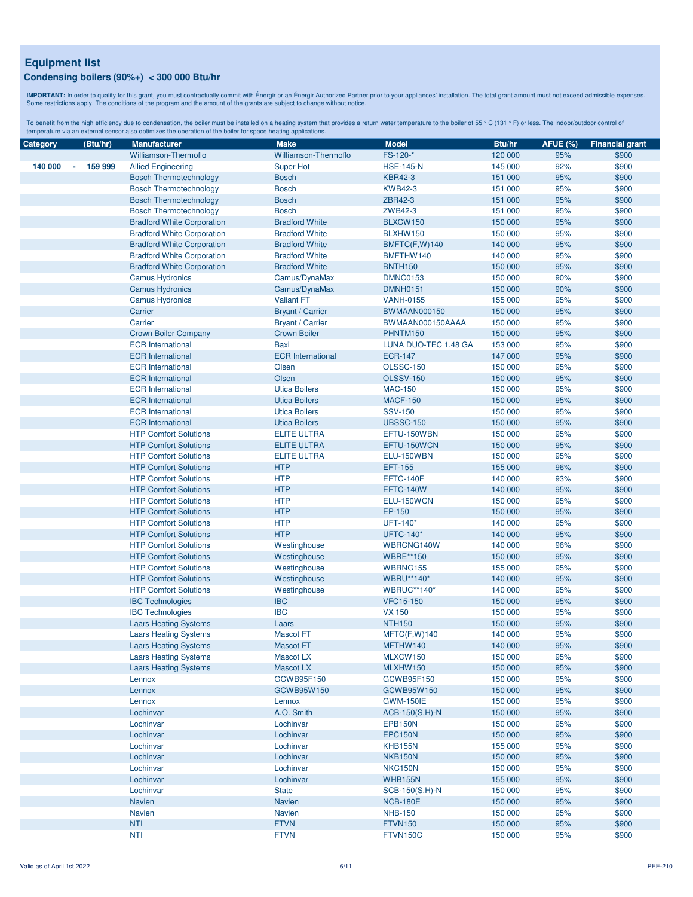## Equipment list

### Condensing boilers (90%+) < 300 000 Btu/hr

**IMPORTANT:** In order to qualify for this grant, you must contractually commit with Énergir or an Énergir Authorized Partner prior to your appliances' installation. The total grant amount must not exceed admissible expenses. Some restrictions apply. The conditions of the program and the amount of the grants are subject to change without notice.

To benefit from the high efficiency due to condensation, the boiler must be installed on a heating system that provides a return water temperature to the boiler of 55 ° C (131 ° F) or less. The indoor/outdoor control of temperature via an external sensor also optimizes the operation of the boiler for space heating applications.

| Category | (Btu/hr) | Manufacturer | Make | Model | Btu/hr | AFUE (%) | Financial grant |
|---|---|---|---|---|---|---|---|
| | | Williamson-Thermoflo | Williamson-Thermoflo | FS-120-* | 120 000 | 95% | $900 |
| 140 000 - | 159 999 | Allied Engineering | Super Hot | HSE-145-N | 145 000 | 92% | $900 |
| | | Bosch Thermotechnology | Bosch | KBR42-3 | 151 000 | 95% | $900 |
| | | Bosch Thermotechnology | Bosch | KWB42-3 | 151 000 | 95% | $900 |
| | | Bosch Thermotechnology | Bosch | ZBR42-3 | 151 000 | 95% | $900 |
| | | Bosch Thermotechnology | Bosch | ZWB42-3 | 151 000 | 95% | $900 |
| | | Bradford White Corporation | Bradford White | BLXCW150 | 150 000 | 95% | $900 |
| | | Bradford White Corporation | Bradford White | BLXHW150 | 150 000 | 95% | $900 |
| | | Bradford White Corporation | Bradford White | BMFTC(F,W)140 | 140 000 | 95% | $900 |
| | | Bradford White Corporation | Bradford White | BMFTHW140 | 140 000 | 95% | $900 |
| | | Bradford White Corporation | Bradford White | BNTH150 | 150 000 | 95% | $900 |
| | | Camus Hydronics | Camus/DynaMax | DMNC0153 | 150 000 | 90% | $900 |
| | | Camus Hydronics | Camus/DynaMax | DMNH0151 | 150 000 | 90% | $900 |
| | | Camus Hydronics | Valiant FT | VANH-0155 | 155 000 | 95% | $900 |
| | | Carrier | Bryant / Carrier | BWMAAN000150 | 150 000 | 95% | $900 |
| | | Carrier | Bryant / Carrier | BWMAAN000150AAAA | 150 000 | 95% | $900 |
| | | Crown Boiler Company | Crown Boiler | PHNTM150 | 150 000 | 95% | $900 |
| | | ECR International | Baxi | LUNA DUO-TEC 1.48 GA | 153 000 | 95% | $900 |
| | | ECR International | ECR International | ECR-147 | 147 000 | 95% | $900 |
| | | ECR International | Olsen | OLSSC-150 | 150 000 | 95% | $900 |
| | | ECR International | Olsen | OLSSV-150 | 150 000 | 95% | $900 |
| | | ECR International | Utica Boilers | MAC-150 | 150 000 | 95% | $900 |
| | | ECR International | Utica Boilers | MACF-150 | 150 000 | 95% | $900 |
| | | ECR International | Utica Boilers | SSV-150 | 150 000 | 95% | $900 |
| | | ECR International | Utica Boilers | UBSSC-150 | 150 000 | 95% | $900 |
| | | HTP Comfort Solutions | ELITE ULTRA | EFTU-150WBN | 150 000 | 95% | $900 |
| | | HTP Comfort Solutions | ELITE ULTRA | EFTU-150WCN | 150 000 | 95% | $900 |
| | | HTP Comfort Solutions | ELITE ULTRA | ELU-150WBN | 150 000 | 95% | $900 |
| | | HTP Comfort Solutions | HTP | EFT-155 | 155 000 | 96% | $900 |
| | | HTP Comfort Solutions | HTP | EFTC-140F | 140 000 | 93% | $900 |
| | | HTP Comfort Solutions | HTP | EFTC-140W | 140 000 | 95% | $900 |
| | | HTP Comfort Solutions | HTP | ELU-150WCN | 150 000 | 95% | $900 |
| | | HTP Comfort Solutions | HTP | EP-150 | 150 000 | 95% | $900 |
| | | HTP Comfort Solutions | HTP | UFT-140* | 140 000 | 95% | $900 |
| | | HTP Comfort Solutions | HTP | UFTC-140* | 140 000 | 95% | $900 |
| | | HTP Comfort Solutions | Westinghouse | WBRCNG140W | 140 000 | 96% | $900 |
| | | HTP Comfort Solutions | Westinghouse | WBRE**150 | 150 000 | 95% | $900 |
| | | HTP Comfort Solutions | Westinghouse | WBRNG155 | 155 000 | 95% | $900 |
| | | HTP Comfort Solutions | Westinghouse | WBRU**140* | 140 000 | 95% | $900 |
| | | HTP Comfort Solutions | Westinghouse | WBRUC**140* | 140 000 | 95% | $900 |
| | | IBC Technologies | IBC | VFC15-150 | 150 000 | 95% | $900 |
| | | IBC Technologies | IBC | VX 150 | 150 000 | 95% | $900 |
| | | Laars Heating Systems | Laars | NTH150 | 150 000 | 95% | $900 |
| | | Laars Heating Systems | Mascot FT | MFTC(F,W)140 | 140 000 | 95% | $900 |
| | | Laars Heating Systems | Mascot FT | MFTHW140 | 140 000 | 95% | $900 |
| | | Laars Heating Systems | Mascot LX | MLXCW150 | 150 000 | 95% | $900 |
| | | Laars Heating Systems | Mascot LX | MLXHW150 | 150 000 | 95% | $900 |
| | | Lennox | GCWB95F150 | GCWB95F150 | 150 000 | 95% | $900 |
| | | Lennox | GCWB95W150 | GCWB95W150 | 150 000 | 95% | $900 |
| | | Lennox | Lennox | GWM-150IE | 150 000 | 95% | $900 |
| | | Lochinvar | A.O. Smith | ACB-150(S,H)-N | 150 000 | 95% | $900 |
| | | Lochinvar | Lochinvar | EPB150N | 150 000 | 95% | $900 |
| | | Lochinvar | Lochinvar | EPC150N | 150 000 | 95% | $900 |
| | | Lochinvar | Lochinvar | KHB155N | 155 000 | 95% | $900 |
| | | Lochinvar | Lochinvar | NKB150N | 150 000 | 95% | $900 |
| | | Lochinvar | Lochinvar | NKC150N | 150 000 | 95% | $900 |
| | | Lochinvar | Lochinvar | WHB155N | 155 000 | 95% | $900 |
| | | Lochinvar | State | SCB-150(S,H)-N | 150 000 | 95% | $900 |
| | | Navien | Navien | NCB-180E | 150 000 | 95% | $900 |
| | | Navien | Navien | NHB-150 | 150 000 | 95% | $900 |
| | | NTI | FTVN | FTVN150 | 150 000 | 95% | $900 |
| | | NTI | FTVN | FTVN150C | 150 000 | 95% | $900 |

Valid as of April 1st 2022

PEE-210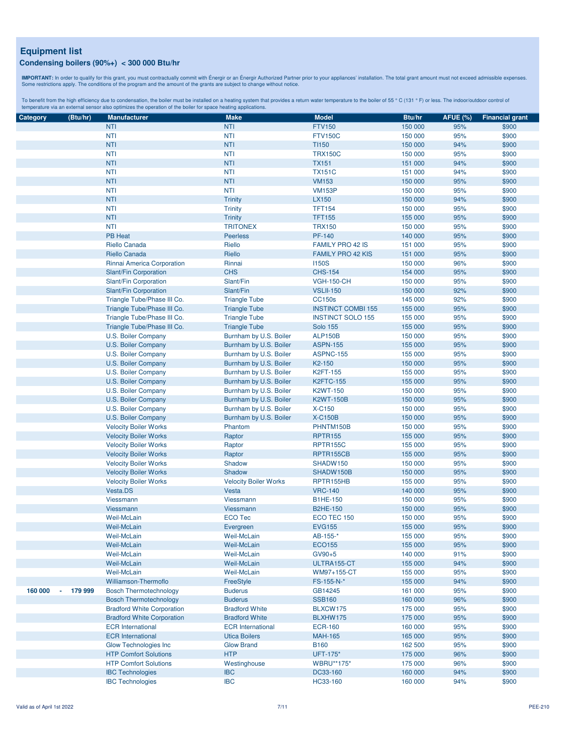## Equipment list

### Condensing boilers (90%+) < 300 000 Btu/hr

**IMPORTANT:** In order to qualify for this grant, you must contractually commit with Énergir or an Énergir Authorized Partner prior to your appliances' installation. The total grant amount must not exceed admissible expenses. Some restrictions apply. The conditions of the program and the amount of the grants are subject to change without notice.

To benefit from the high efficiency due to condensation, the boiler must be installed on a heating system that provides a return water temperature to the boiler of 55 ° C (131 ° F) or less. The indoor/outdoor control of temperature via an external sensor also optimizes the operation of the boiler for space heating applications.

| Category (Btu/hr) | Manufacturer | Make | Model | Btu/hr | AFUE (%) | Financial grant |
|---|---|---|---|---|---|---|
| | NTI | NTI | FTV150 | 150 000 | 95% | $900 |
| | NTI | NTI | FTV150C | 150 000 | 95% | $900 |
| | NTI | NTI | TI150 | 150 000 | 94% | $900 |
| | NTI | NTI | TRX150C | 150 000 | 95% | $900 |
| | NTI | NTI | TX151 | 151 000 | 94% | $900 |
| | NTI | NTI | TX151C | 151 000 | 94% | $900 |
| | NTI | NTI | VM153 | 150 000 | 95% | $900 |
| | NTI | NTI | VM153P | 150 000 | 95% | $900 |
| | NTI | Trinity | LX150 | 150 000 | 94% | $900 |
| | NTI | Trinity | TFT154 | 150 000 | 95% | $900 |
| | NTI | Trinity | TFT155 | 155 000 | 95% | $900 |
| | NTI | TRITONEX | TRX150 | 150 000 | 95% | $900 |
| | PB Heat | Peerless | PF-140 | 140 000 | 95% | $900 |
| | Riello Canada | Riello | FAMILY PRO 42 IS | 151 000 | 95% | $900 |
| | Riello Canada | Riello | FAMILY PRO 42 KIS | 151 000 | 95% | $900 |
| | Rinnai America Corporation | Rinnai | I150S | 150 000 | 96% | $900 |
| | Slant/Fin Corporation | CHS | CHS-154 | 154 000 | 95% | $900 |
| | Slant/Fin Corporation | Slant/Fin | VGH-150-CH | 150 000 | 95% | $900 |
| | Slant/Fin Corporation | Slant/Fin | VSLII-150 | 150 000 | 92% | $900 |
| | Triangle Tube/Phase III Co. | Triangle Tube | CC150s | 145 000 | 92% | $900 |
| | Triangle Tube/Phase III Co. | Triangle Tube | INSTINCT COMBI 155 | 155 000 | 95% | $900 |
| | Triangle Tube/Phase III Co. | Triangle Tube | INSTINCT SOLO 155 | 155 000 | 95% | $900 |
| | Triangle Tube/Phase III Co. | Triangle Tube | Solo 155 | 155 000 | 95% | $900 |
| | U.S. Boiler Company | Burnham by U.S. Boiler | ALP150B | 150 000 | 95% | $900 |
| | U.S. Boiler Company | Burnham by U.S. Boiler | ASPN-155 | 155 000 | 95% | $900 |
| | U.S. Boiler Company | Burnham by U.S. Boiler | ASPNC-155 | 155 000 | 95% | $900 |
| | U.S. Boiler Company | Burnham by U.S. Boiler | K2-150 | 150 000 | 95% | $900 |
| | U.S. Boiler Company | Burnham by U.S. Boiler | K2FT-155 | 155 000 | 95% | $900 |
| | U.S. Boiler Company | Burnham by U.S. Boiler | K2FTC-155 | 155 000 | 95% | $900 |
| | U.S. Boiler Company | Burnham by U.S. Boiler | K2WT-150 | 150 000 | 95% | $900 |
| | U.S. Boiler Company | Burnham by U.S. Boiler | K2WT-150B | 150 000 | 95% | $900 |
| | U.S. Boiler Company | Burnham by U.S. Boiler | X-C150 | 150 000 | 95% | $900 |
| | U.S. Boiler Company | Burnham by U.S. Boiler | X-C150B | 150 000 | 95% | $900 |
| | Velocity Boiler Works | Phantom | PHNTM150B | 150 000 | 95% | $900 |
| | Velocity Boiler Works | Raptor | RPTR155 | 155 000 | 95% | $900 |
| | Velocity Boiler Works | Raptor | RPTR155C | 155 000 | 95% | $900 |
| | Velocity Boiler Works | Raptor | RPTR155CB | 155 000 | 95% | $900 |
| | Velocity Boiler Works | Shadow | SHADW150 | 150 000 | 95% | $900 |
| | Velocity Boiler Works | Shadow | SHADW150B | 150 000 | 95% | $900 |
| | Velocity Boiler Works | Velocity Boiler Works | RPTR155HB | 155 000 | 95% | $900 |
| | Vesta.DS | Vesta | VRC-140 | 140 000 | 95% | $900 |
| | Viessmann | Viessmann | B1HE-150 | 150 000 | 95% | $900 |
| | Viessmann | Viessmann | B2HE-150 | 150 000 | 95% | $900 |
| | Weil-McLain | ECO Tec | ECO TEC 150 | 150 000 | 95% | $900 |
| | Weil-McLain | Evergreen | EVG155 | 155 000 | 95% | $900 |
| | Weil-McLain | Weil-McLain | AB-155-* | 155 000 | 95% | $900 |
| | Weil-McLain | Weil-McLain | ECO155 | 155 000 | 95% | $900 |
| | Weil-McLain | Weil-McLain | GV90+5 | 140 000 | 91% | $900 |
| | Weil-McLain | Weil-McLain | ULTRA155-CT | 155 000 | 94% | $900 |
| | Weil-McLain | Weil-McLain | WM97+155-CT | 155 000 | 95% | $900 |
| | Williamson-Thermoflo | FreeStyle | FS-155-N-* | 155 000 | 94% | $900 |
| 160 000 - 179 999 | Bosch Thermotechnology | Buderus | GB14245 | 161 000 | 95% | $900 |
| | Bosch Thermotechnology | Buderus | SSB160 | 160 000 | 96% | $900 |
| | Bradford White Corporation | Bradford White | BLXCW175 | 175 000 | 95% | $900 |
| | Bradford White Corporation | Bradford White | BLXHW175 | 175 000 | 95% | $900 |
| | ECR International | ECR International | ECR-160 | 160 000 | 95% | $900 |
| | ECR International | Utica Boilers | MAH-165 | 165 000 | 95% | $900 |
| | Glow Technologies Inc | Glow Brand | B160 | 162 500 | 95% | $900 |
| | HTP Comfort Solutions | HTP | UFT-175* | 175 000 | 96% | $900 |
| | HTP Comfort Solutions | Westinghouse | WBRU**175* | 175 000 | 96% | $900 |
| | IBC Technologies | IBC | DC33-160 | 160 000 | 94% | $900 |
| | IBC Technologies | IBC | HC33-160 | 160 000 | 94% | $900 |

Valid as of April 1st 2022 — PEE-210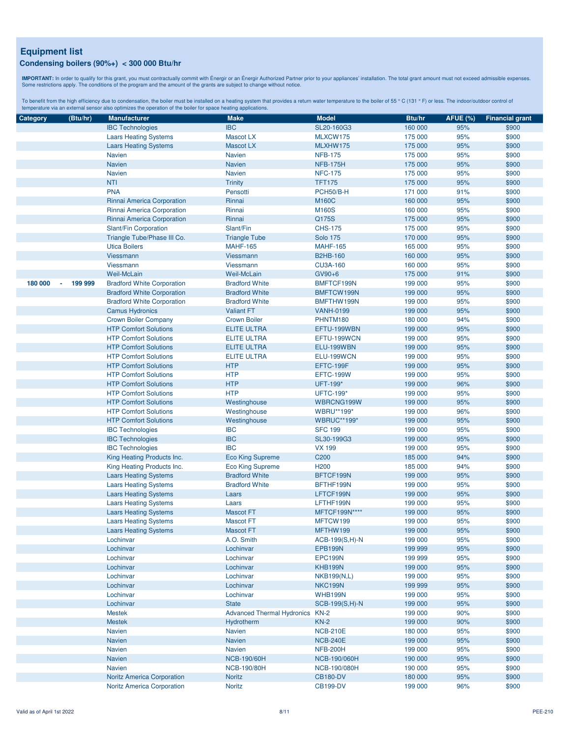## Equipment list

### Condensing boilers (90%+) < 300 000 Btu/hr

**IMPORTANT:** In order to qualify for this grant, you must contractually commit with Énergir or an Énergir Authorized Partner prior to your appliances' installation. The total grant amount must not exceed admissible expenses. Some restrictions apply. The conditions of the program and the amount of the grants are subject to change without notice.

To benefit from the high efficiency due to condensation, the boiler must be installed on a heating system that provides a return water temperature to the boiler of 55 ° C (131 ° F) or less. The indoor/outdoor control of temperature via an external sensor also optimizes the operation of the boiler for space heating applications.

| Category (Btu/hr) | Manufacturer | Make | Model | Btu/hr | AFUE (%) | Financial grant |
|---|---|---|---|---|---|---|
| | IBC Technologies | IBC | SL20-160G3 | 160 000 | 95% | $900 |
| | Laars Heating Systems | Mascot LX | MLXCW175 | 175 000 | 95% | $900 |
| | Laars Heating Systems | Mascot LX | MLXHW175 | 175 000 | 95% | $900 |
| | Navien | Navien | NFB-175 | 175 000 | 95% | $900 |
| | Navien | Navien | NFB-175H | 175 000 | 95% | $900 |
| | Navien | Navien | NFC-175 | 175 000 | 95% | $900 |
| | NTI | Trinity | TFT175 | 175 000 | 95% | $900 |
| | PNA | Pensotti | PCH50/B-H | 171 000 | 91% | $900 |
| | Rinnai America Corporation | Rinnai | M160C | 160 000 | 95% | $900 |
| | Rinnai America Corporation | Rinnai | M160S | 160 000 | 95% | $900 |
| | Rinnai America Corporation | Rinnai | Q175S | 175 000 | 95% | $900 |
| | Slant/Fin Corporation | Slant/Fin | CHS-175 | 175 000 | 95% | $900 |
| | Triangle Tube/Phase III Co. | Triangle Tube | Solo 175 | 170 000 | 95% | $900 |
| | Utica Boilers | MAHF-165 | MAHF-165 | 165 000 | 95% | $900 |
| | Viessmann | Viessmann | B2HB-160 | 160 000 | 95% | $900 |
| | Viessmann | Viessmann | CU3A-160 | 160 000 | 95% | $900 |
| | Weil-McLain | Weil-McLain | GV90+6 | 175 000 | 91% | $900 |
| **180 000 - 199 999** | Bradford White Corporation | Bradford White | BMFTCF199N | 199 000 | 95% | $900 |
| | Bradford White Corporation | Bradford White | BMFTCW199N | 199 000 | 95% | $900 |
| | Bradford White Corporation | Bradford White | BMFTHW199N | 199 000 | 95% | $900 |
| | Camus Hydronics | Valiant FT | VANH-0199 | 199 000 | 95% | $900 |
| | Crown Boiler Company | Crown Boiler | PHNTM180 | 180 000 | 94% | $900 |
| | HTP Comfort Solutions | ELITE ULTRA | EFTU-199WBN | 199 000 | 95% | $900 |
| | HTP Comfort Solutions | ELITE ULTRA | EFTU-199WCN | 199 000 | 95% | $900 |
| | HTP Comfort Solutions | ELITE ULTRA | ELU-199WBN | 199 000 | 95% | $900 |
| | HTP Comfort Solutions | ELITE ULTRA | ELU-199WCN | 199 000 | 95% | $900 |
| | HTP Comfort Solutions | HTP | EFTC-199F | 199 000 | 95% | $900 |
| | HTP Comfort Solutions | HTP | EFTC-199W | 199 000 | 95% | $900 |
| | HTP Comfort Solutions | HTP | UFT-199* | 199 000 | 96% | $900 |
| | HTP Comfort Solutions | HTP | UFTC-199* | 199 000 | 95% | $900 |
| | HTP Comfort Solutions | Westinghouse | WBRCNG199W | 199 000 | 95% | $900 |
| | HTP Comfort Solutions | Westinghouse | WBRU**199* | 199 000 | 96% | $900 |
| | HTP Comfort Solutions | Westinghouse | WBRUC**199* | 199 000 | 95% | $900 |
| | IBC Technologies | IBC | SFC 199 | 199 000 | 95% | $900 |
| | IBC Technologies | IBC | SL30-199G3 | 199 000 | 95% | $900 |
| | IBC Technologies | IBC | VX 199 | 199 000 | 95% | $900 |
| | King Heating Products Inc. | Eco King Supreme | C200 | 185 000 | 94% | $900 |
| | King Heating Products Inc. | Eco King Supreme | H200 | 185 000 | 94% | $900 |
| | Laars Heating Systems | Bradford White | BFTCF199N | 199 000 | 95% | $900 |
| | Laars Heating Systems | Bradford White | BFTHF199N | 199 000 | 95% | $900 |
| | Laars Heating Systems | Laars | LFTCF199N | 199 000 | 95% | $900 |
| | Laars Heating Systems | Laars | LFTHF199N | 199 000 | 95% | $900 |
| | Laars Heating Systems | Mascot FT | MFTCF199N**** | 199 000 | 95% | $900 |
| | Laars Heating Systems | Mascot FT | MFTCW199 | 199 000 | 95% | $900 |
| | Laars Heating Systems | Mascot FT | MFTHW199 | 199 000 | 95% | $900 |
| | Lochinvar | A.O. Smith | ACB-199(S,H)-N | 199 000 | 95% | $900 |
| | Lochinvar | Lochinvar | EPB199N | 199 999 | 95% | $900 |
| | Lochinvar | Lochinvar | EPC199N | 199 999 | 95% | $900 |
| | Lochinvar | Lochinvar | KHB199N | 199 000 | 95% | $900 |
| | Lochinvar | Lochinvar | NKB199(N,L) | 199 000 | 95% | $900 |
| | Lochinvar | Lochinvar | NKC199N | 199 999 | 95% | $900 |
| | Lochinvar | Lochinvar | WHB199N | 199 000 | 95% | $900 |
| | Lochinvar | State | SCB-199(S,H)-N | 199 000 | 95% | $900 |
| | Mestek | Advanced Thermal Hydronics | KN-2 | 199 000 | 90% | $900 |
| | Mestek | Hydrotherm | KN-2 | 199 000 | 90% | $900 |
| | Navien | Navien | NCB-210E | 180 000 | 95% | $900 |
| | Navien | Navien | NCB-240E | 199 000 | 95% | $900 |
| | Navien | Navien | NFB-200H | 199 000 | 95% | $900 |
| | Navien | NCB-190/60H | NCB-190/060H | 190 000 | 95% | $900 |
| | Navien | NCB-190/80H | NCB-190/080H | 190 000 | 95% | $900 |
| | Noritz America Corporation | Noritz | CB180-DV | 180 000 | 95% | $900 |
| | Noritz America Corporation | Noritz | CB199-DV | 199 000 | 96% | $900 |

Valid as of April 1st 2022 — PEE-210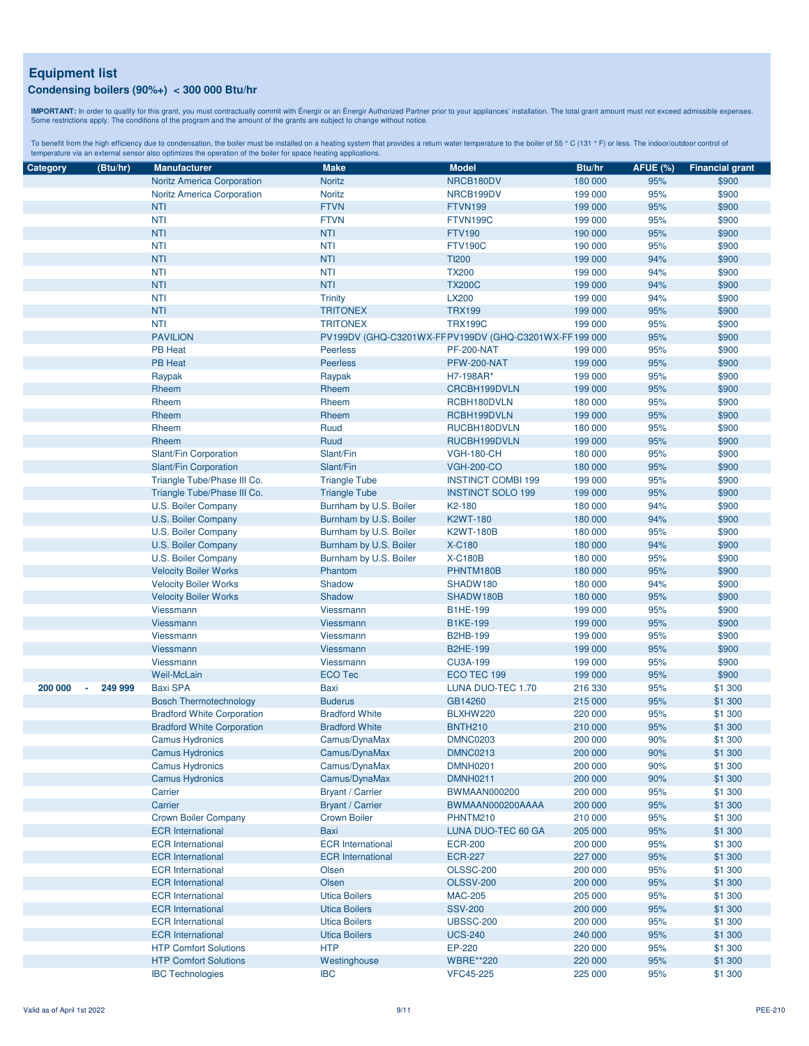# Equipment list

## Condensing boilers (90%+) < 300 000 Btu/hr

**IMPORTANT:** In order to qualify for this grant, you must contractually commit with Énergir or an Énergir Authorized Partner prior to your appliances' installation. The total grant amount must not exceed admissible expenses. Some restrictions apply. The conditions of the program and the amount of the grants are subject to change without notice.

To benefit from the high efficiency due to condensation, the boiler must be installed on a heating system that provides a return water temperature to the boiler of 55 ° C (131 ° F) or less. The indoor/outdoor control of temperature via an external sensor also optimizes the operation of the boiler for space heating applications.

| Category (Btu/hr) | Manufacturer | Make | Model | Btu/hr | AFUE (%) | Financial grant |
|---|---|---|---|---|---|---|
| | Noritz America Corporation | Noritz | NRCB180DV | 180 000 | 95% | $900 |
| | Noritz America Corporation | Noritz | NRCB199DV | 199 000 | 95% | $900 |
| | NTI | FTVN | FTVN199 | 199 000 | 95% | $900 |
| | NTI | FTVN | FTVN199C | 199 000 | 95% | $900 |
| | NTI | NTI | FTV190 | 190 000 | 95% | $900 |
| | NTI | NTI | FTV190C | 190 000 | 95% | $900 |
| | NTI | NTI | TI200 | 199 000 | 94% | $900 |
| | NTI | NTI | TX200 | 199 000 | 94% | $900 |
| | NTI | NTI | TX200C | 199 000 | 94% | $900 |
| | NTI | Trinity | LX200 | 199 000 | 94% | $900 |
| | NTI | TRITONEX | TRX199 | 199 000 | 95% | $900 |
| | NTI | TRITONEX | TRX199C | 199 000 | 95% | $900 |
| | PAVILION | PV199DV (GHQ-C3201WX-FF | PV199DV (GHQ-C3201WX-FF | 199 000 | 95% | $900 |
| | PB Heat | Peerless | PF-200-NAT | 199 000 | 95% | $900 |
| | PB Heat | Peerless | PFW-200-NAT | 199 000 | 95% | $900 |
| | Raypak | Raypak | H7-198AR* | 199 000 | 95% | $900 |
| | Rheem | Rheem | CRCBH199DVLN | 199 000 | 95% | $900 |
| | Rheem | Rheem | RCBH180DVLN | 180 000 | 95% | $900 |
| | Rheem | Rheem | RCBH199DVLN | 199 000 | 95% | $900 |
| | Rheem | Ruud | RUCBH180DVLN | 180 000 | 95% | $900 |
| | Rheem | Ruud | RUCBH199DVLN | 199 000 | 95% | $900 |
| | Slant/Fin Corporation | Slant/Fin | VGH-180-CH | 180 000 | 95% | $900 |
| | Slant/Fin Corporation | Slant/Fin | VGH-200-CO | 180 000 | 95% | $900 |
| | Triangle Tube/Phase III Co. | Triangle Tube | INSTINCT COMBI 199 | 199 000 | 95% | $900 |
| | Triangle Tube/Phase III Co. | Triangle Tube | INSTINCT SOLO 199 | 199 000 | 95% | $900 |
| | U.S. Boiler Company | Burnham by U.S. Boiler | K2-180 | 180 000 | 94% | $900 |
| | U.S. Boiler Company | Burnham by U.S. Boiler | K2WT-180 | 180 000 | 94% | $900 |
| | U.S. Boiler Company | Burnham by U.S. Boiler | K2WT-180B | 180 000 | 95% | $900 |
| | U.S. Boiler Company | Burnham by U.S. Boiler | X-C180 | 180 000 | 94% | $900 |
| | U.S. Boiler Company | Burnham by U.S. Boiler | X-C180B | 180 000 | 95% | $900 |
| | Velocity Boiler Works | Phantom | PHNTM180B | 180 000 | 95% | $900 |
| | Velocity Boiler Works | Shadow | SHADW180 | 180 000 | 94% | $900 |
| | Velocity Boiler Works | Shadow | SHADW180B | 180 000 | 95% | $900 |
| | Viessmann | Viessmann | B1HE-199 | 199 000 | 95% | $900 |
| | Viessmann | Viessmann | B1KE-199 | 199 000 | 95% | $900 |
| | Viessmann | Viessmann | B2HB-199 | 199 000 | 95% | $900 |
| | Viessmann | Viessmann | B2HE-199 | 199 000 | 95% | $900 |
| | Viessmann | Viessmann | CU3A-199 | 199 000 | 95% | $900 |
| | Weil-McLain | ECO Tec | ECO TEC 199 | 199 000 | 95% | $900 |
| 200 000 - 249 999 | Baxi SPA | Baxi | LUNA DUO-TEC 1.70 | 216 330 | 95% | $1 300 |
| | Bosch Thermotechnology | Buderus | GB14260 | 215 000 | 95% | $1 300 |
| | Bradford White Corporation | Bradford White | BLXHW220 | 220 000 | 95% | $1 300 |
| | Bradford White Corporation | Bradford White | BNTH210 | 210 000 | 95% | $1 300 |
| | Camus Hydronics | Camus/DynaMax | DMNC0203 | 200 000 | 90% | $1 300 |
| | Camus Hydronics | Camus/DynaMax | DMNC0213 | 200 000 | 90% | $1 300 |
| | Camus Hydronics | Camus/DynaMax | DMNH0201 | 200 000 | 90% | $1 300 |
| | Camus Hydronics | Camus/DynaMax | DMNH0211 | 200 000 | 90% | $1 300 |
| | Carrier | Bryant / Carrier | BWMAAN000200 | 200 000 | 95% | $1 300 |
| | Carrier | Bryant / Carrier | BWMAAN000200AAAA | 200 000 | 95% | $1 300 |
| | Crown Boiler Company | Crown Boiler | PHNTM210 | 210 000 | 95% | $1 300 |
| | ECR International | Baxi | LUNA DUO-TEC 60 GA | 205 000 | 95% | $1 300 |
| | ECR International | ECR International | ECR-200 | 200 000 | 95% | $1 300 |
| | ECR International | ECR International | ECR-227 | 227 000 | 95% | $1 300 |
| | ECR International | Olsen | OLSSC-200 | 200 000 | 95% | $1 300 |
| | ECR International | Olsen | OLSSV-200 | 200 000 | 95% | $1 300 |
| | ECR International | Utica Boilers | MAC-205 | 205 000 | 95% | $1 300 |
| | ECR International | Utica Boilers | SSV-200 | 200 000 | 95% | $1 300 |
| | ECR International | Utica Boilers | UBSSC-200 | 200 000 | 95% | $1 300 |
| | ECR International | Utica Boilers | UCS-240 | 240 000 | 95% | $1 300 |
| | HTP Comfort Solutions | HTP | EP-220 | 220 000 | 95% | $1 300 |
| | HTP Comfort Solutions | Westinghouse | WBRE**220 | 220 000 | 95% | $1 300 |
| | IBC Technologies | IBC | VFC45-225 | 225 000 | 95% | $1 300 |

Valid as of April 1st 2022 — PEE-210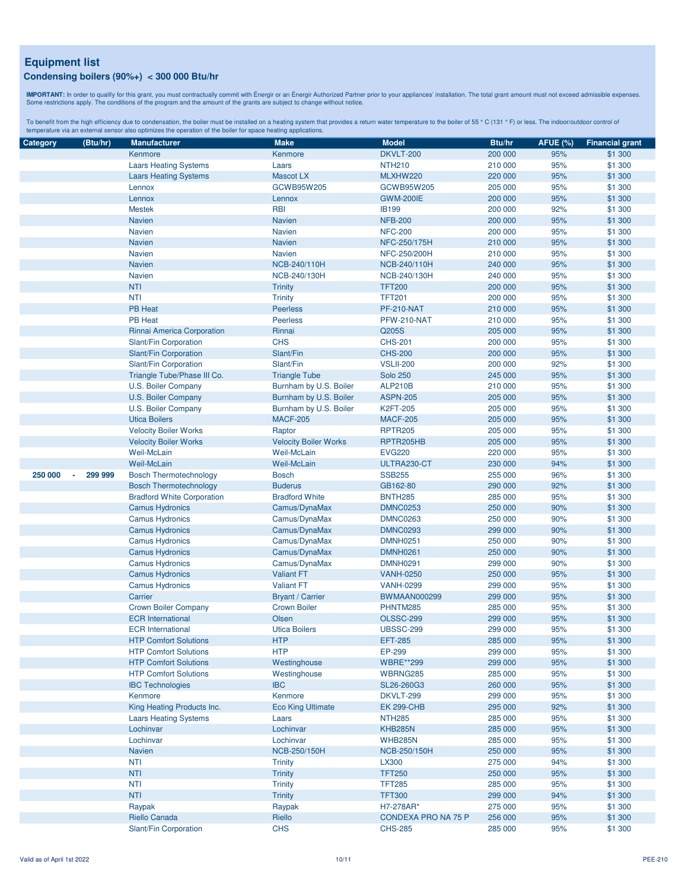## Equipment list

### Condensing boilers (90%+) < 300 000 Btu/hr

**IMPORTANT:** In order to qualify for this grant, you must contractually commit with Énergir or an Énergir Authorized Partner prior to your appliances' installation. The total grant amount must not exceed admissible expenses. Some restrictions apply. The conditions of the program and the amount of the grants are subject to change without notice.

To benefit from the high efficiency due to condensation, the boiler must be installed on a heating system that provides a return water temperature to the boiler of 55 ° C (131 ° F) or less. The indoor/outdoor control of temperature via an external sensor also optimizes the operation of the boiler for space heating applications.

| Category (Btu/hr) | Manufacturer | Make | Model | Btu/hr | AFUE (%) | Financial grant |
|---|---|---|---|---|---|---|
| | Kenmore | Kenmore | DKVLT-200 | 200 000 | 95% | $1 300 |
| | Laars Heating Systems | Laars | NTH210 | 210 000 | 95% | $1 300 |
| | Laars Heating Systems | Mascot LX | MLXHW220 | 220 000 | 95% | $1 300 |
| | Lennox | GCWB95W205 | GCWB95W205 | 205 000 | 95% | $1 300 |
| | Lennox | Lennox | GWM-200IE | 200 000 | 95% | $1 300 |
| | Mestek | RBI | IB199 | 200 000 | 92% | $1 300 |
| | Navien | Navien | NFB-200 | 200 000 | 95% | $1 300 |
| | Navien | Navien | NFC-200 | 200 000 | 95% | $1 300 |
| | Navien | Navien | NFC-250/175H | 210 000 | 95% | $1 300 |
| | Navien | Navien | NFC-250/200H | 210 000 | 95% | $1 300 |
| | Navien | NCB-240/110H | NCB-240/110H | 240 000 | 95% | $1 300 |
| | Navien | NCB-240/130H | NCB-240/130H | 240 000 | 95% | $1 300 |
| | NTI | Trinity | TFT200 | 200 000 | 95% | $1 300 |
| | NTI | Trinity | TFT201 | 200 000 | 95% | $1 300 |
| | PB Heat | Peerless | PF-210-NAT | 210 000 | 95% | $1 300 |
| | PB Heat | Peerless | PFW-210-NAT | 210 000 | 95% | $1 300 |
| | Rinnai America Corporation | Rinnai | Q205S | 205 000 | 95% | $1 300 |
| | Slant/Fin Corporation | CHS | CHS-201 | 200 000 | 95% | $1 300 |
| | Slant/Fin Corporation | Slant/Fin | CHS-200 | 200 000 | 95% | $1 300 |
| | Slant/Fin Corporation | Slant/Fin | VSLII-200 | 200 000 | 92% | $1 300 |
| | Triangle Tube/Phase III Co. | Triangle Tube | Solo 250 | 245 000 | 95% | $1 300 |
| | U.S. Boiler Company | Burnham by U.S. Boiler | ALP210B | 210 000 | 95% | $1 300 |
| | U.S. Boiler Company | Burnham by U.S. Boiler | ASPN-205 | 205 000 | 95% | $1 300 |
| | U.S. Boiler Company | Burnham by U.S. Boiler | K2FT-205 | 205 000 | 95% | $1 300 |
| | Utica Boilers | MACF-205 | MACF-205 | 205 000 | 95% | $1 300 |
| | Velocity Boiler Works | Raptor | RPTR205 | 205 000 | 95% | $1 300 |
| | Velocity Boiler Works | Velocity Boiler Works | RPTR205HB | 205 000 | 95% | $1 300 |
| | Weil-McLain | Weil-McLain | EVG220 | 220 000 | 95% | $1 300 |
| | Weil-McLain | Weil-McLain | ULTRA230-CT | 230 000 | 94% | $1 300 |
| 250 000 - 299 999 | Bosch Thermotechnology | Bosch | SSB255 | 255 000 | 96% | $1 300 |
| | Bosch Thermotechnology | Buderus | GB162-80 | 290 000 | 92% | $1 300 |
| | Bradford White Corporation | Bradford White | BNTH285 | 285 000 | 95% | $1 300 |
| | Camus Hydronics | Camus/DynaMax | DMNC0253 | 250 000 | 90% | $1 300 |
| | Camus Hydronics | Camus/DynaMax | DMNC0263 | 250 000 | 90% | $1 300 |
| | Camus Hydronics | Camus/DynaMax | DMNC0293 | 299 000 | 90% | $1 300 |
| | Camus Hydronics | Camus/DynaMax | DMNH0251 | 250 000 | 90% | $1 300 |
| | Camus Hydronics | Camus/DynaMax | DMNH0261 | 250 000 | 90% | $1 300 |
| | Camus Hydronics | Camus/DynaMax | DMNH0291 | 299 000 | 90% | $1 300 |
| | Camus Hydronics | Valiant FT | VANH-0250 | 250 000 | 95% | $1 300 |
| | Camus Hydronics | Valiant FT | VANH-0299 | 299 000 | 95% | $1 300 |
| | Carrier | Bryant / Carrier | BWMAAN000299 | 299 000 | 95% | $1 300 |
| | Crown Boiler Company | Crown Boiler | PHNTM285 | 285 000 | 95% | $1 300 |
| | ECR International | Olsen | OLSSC-299 | 299 000 | 95% | $1 300 |
| | ECR International | Utica Boilers | UBSSC-299 | 299 000 | 95% | $1 300 |
| | HTP Comfort Solutions | HTP | EFT-285 | 285 000 | 95% | $1 300 |
| | HTP Comfort Solutions | HTP | EP-299 | 299 000 | 95% | $1 300 |
| | HTP Comfort Solutions | Westinghouse | WBRE**299 | 299 000 | 95% | $1 300 |
| | HTP Comfort Solutions | Westinghouse | WBRNG285 | 285 000 | 95% | $1 300 |
| | IBC Technologies | IBC | SL26-260G3 | 260 000 | 95% | $1 300 |
| | Kenmore | Kenmore | DKVLT-299 | 299 000 | 95% | $1 300 |
| | King Heating Products Inc. | Eco King Ultimate | EK 299-CHB | 295 000 | 92% | $1 300 |
| | Laars Heating Systems | Laars | NTH285 | 285 000 | 95% | $1 300 |
| | Lochinvar | Lochinvar | KHB285N | 285 000 | 95% | $1 300 |
| | Lochinvar | Lochinvar | WHB285N | 285 000 | 95% | $1 300 |
| | Navien | NCB-250/150H | NCB-250/150H | 250 000 | 95% | $1 300 |
| | NTI | Trinity | LX300 | 275 000 | 94% | $1 300 |
| | NTI | Trinity | TFT250 | 250 000 | 95% | $1 300 |
| | NTI | Trinity | TFT285 | 285 000 | 95% | $1 300 |
| | NTI | Trinity | TFT300 | 299 000 | 94% | $1 300 |
| | Raypak | Raypak | H7-278AR* | 275 000 | 95% | $1 300 |
| | Riello Canada | Riello | CONDEXA PRO NA 75 P | 256 000 | 95% | $1 300 |
| | Slant/Fin Corporation | CHS | CHS-285 | 285 000 | 95% | $1 300 |

Valid as of April 1st 2022 — PEE-210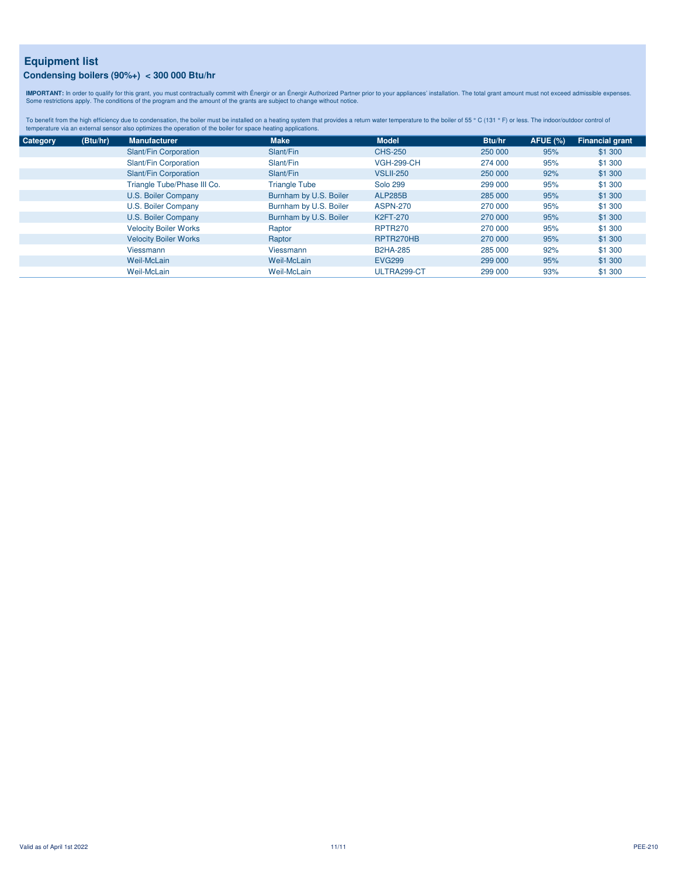## Equipment list

### Condensing boilers (90%+) < 300 000 Btu/hr

**IMPORTANT:** In order to qualify for this grant, you must contractually commit with Énergir or an Énergir Authorized Partner prior to your appliances' installation. The total grant amount must not exceed admissible expenses. Some restrictions apply. The conditions of the program and the amount of the grants are subject to change without notice.

To benefit from the high efficiency due to condensation, the boiler must be installed on a heating system that provides a return water temperature to the boiler of 55 ° C (131 ° F) or less. The indoor/outdoor control of temperature via an external sensor also optimizes the operation of the boiler for space heating applications.

| Category | (Btu/hr) | Manufacturer | Make | Model | Btu/hr | AFUE (%) | Financial grant |
|---|---|---|---|---|---|---|---|
| | | Slant/Fin Corporation | Slant/Fin | CHS-250 | 250 000 | 95% | $1 300 |
| | | Slant/Fin Corporation | Slant/Fin | VGH-299-CH | 274 000 | 95% | $1 300 |
| | | Slant/Fin Corporation | Slant/Fin | VSLII-250 | 250 000 | 92% | $1 300 |
| | | Triangle Tube/Phase III Co. | Triangle Tube | Solo 299 | 299 000 | 95% | $1 300 |
| | | U.S. Boiler Company | Burnham by U.S. Boiler | ALP285B | 285 000 | 95% | $1 300 |
| | | U.S. Boiler Company | Burnham by U.S. Boiler | ASPN-270 | 270 000 | 95% | $1 300 |
| | | U.S. Boiler Company | Burnham by U.S. Boiler | K2FT-270 | 270 000 | 95% | $1 300 |
| | | Velocity Boiler Works | Raptor | RPTR270 | 270 000 | 95% | $1 300 |
| | | Velocity Boiler Works | Raptor | RPTR270HB | 270 000 | 95% | $1 300 |
| | | Viessmann | Viessmann | B2HA-285 | 285 000 | 92% | $1 300 |
| | | Weil-McLain | Weil-McLain | EVG299 | 299 000 | 95% | $1 300 |
| | | Weil-McLain | Weil-McLain | ULTRA299-CT | 299 000 | 93% | $1 300 |

Valid as of April 1st 2022

PEE-210